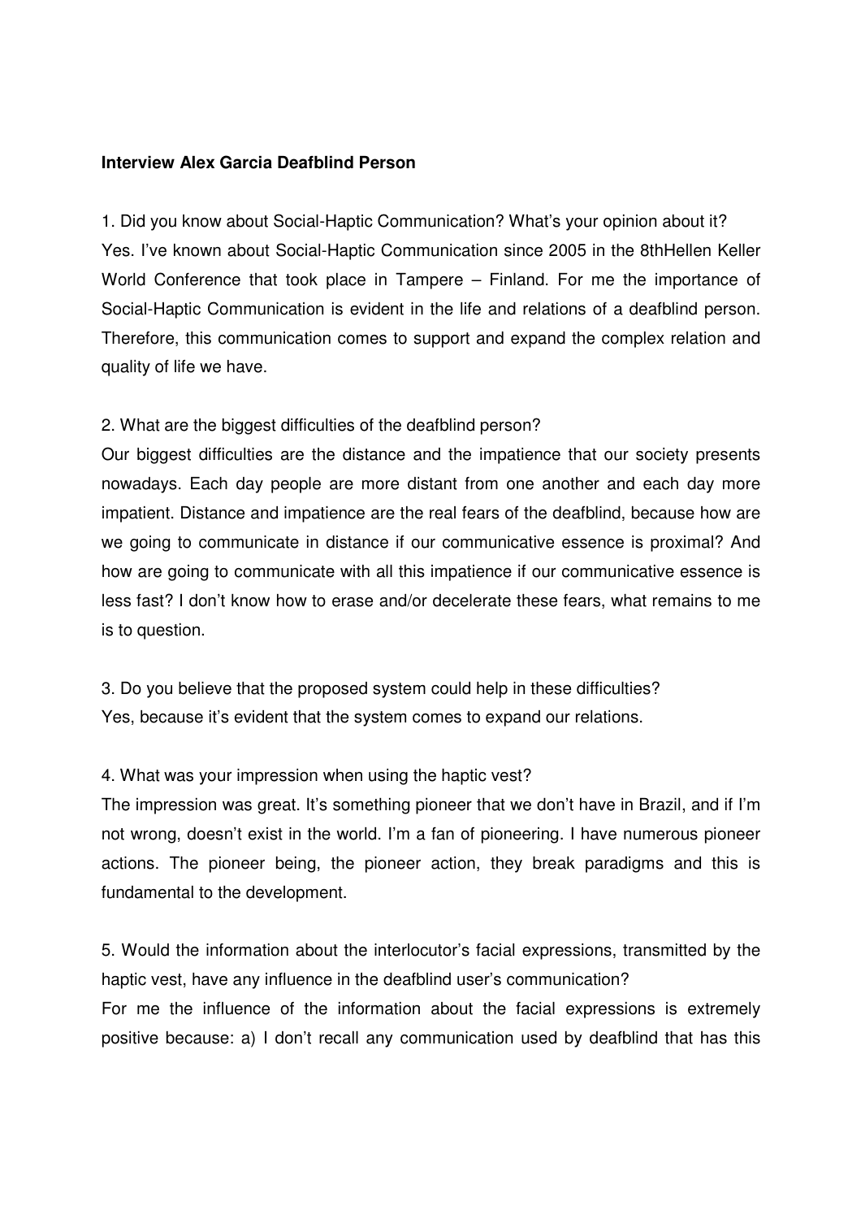**Interview Alex Garcia Deafblind Person**

1. Did you know about Social-Haptic Communication? What's your opinion about it?

Yes. I've known about Social-Haptic Communication since 2005 in the 8thHellen Keller World Conference that took place in Tampere – Finland. For me the importance of Social-Haptic Communication is evident in the life and relations of a deafblind person. Therefore, this communication comes to support and expand the complex relation and quality of life we have.

2. What are the biggest difficulties of the deafblind person?

Our biggest difficulties are the distance and the impatience that our society presents nowadays. Each day people are more distant from one another and each day more impatient. Distance and impatience are the real fears of the deafblind, because how are we going to communicate in distance if our communicative essence is proximal? And how are going to communicate with all this impatience if our communicative essence is less fast? I don't know how to erase and/or decelerate these fears, what remains to me is to question.

3. Do you believe that the proposed system could help in these difficulties?

Yes, because it's evident that the system comes to expand our relations.

4. What was your impression when using the haptic vest?

The impression was great. It's something pioneer that we don't have in Brazil, and if I'm not wrong, doesn't exist in the world. I'm a fan of pioneering. I have numerous pioneer actions. The pioneer being, the pioneer action, they break paradigms and this is fundamental to the development.

5. Would the information about the interlocutor's facial expressions, transmitted by the haptic vest, have any influence in the deafblind user's communication?

For me the influence of the information about the facial expressions is extremely positive because: a) I don't recall any communication used by deafblind that has this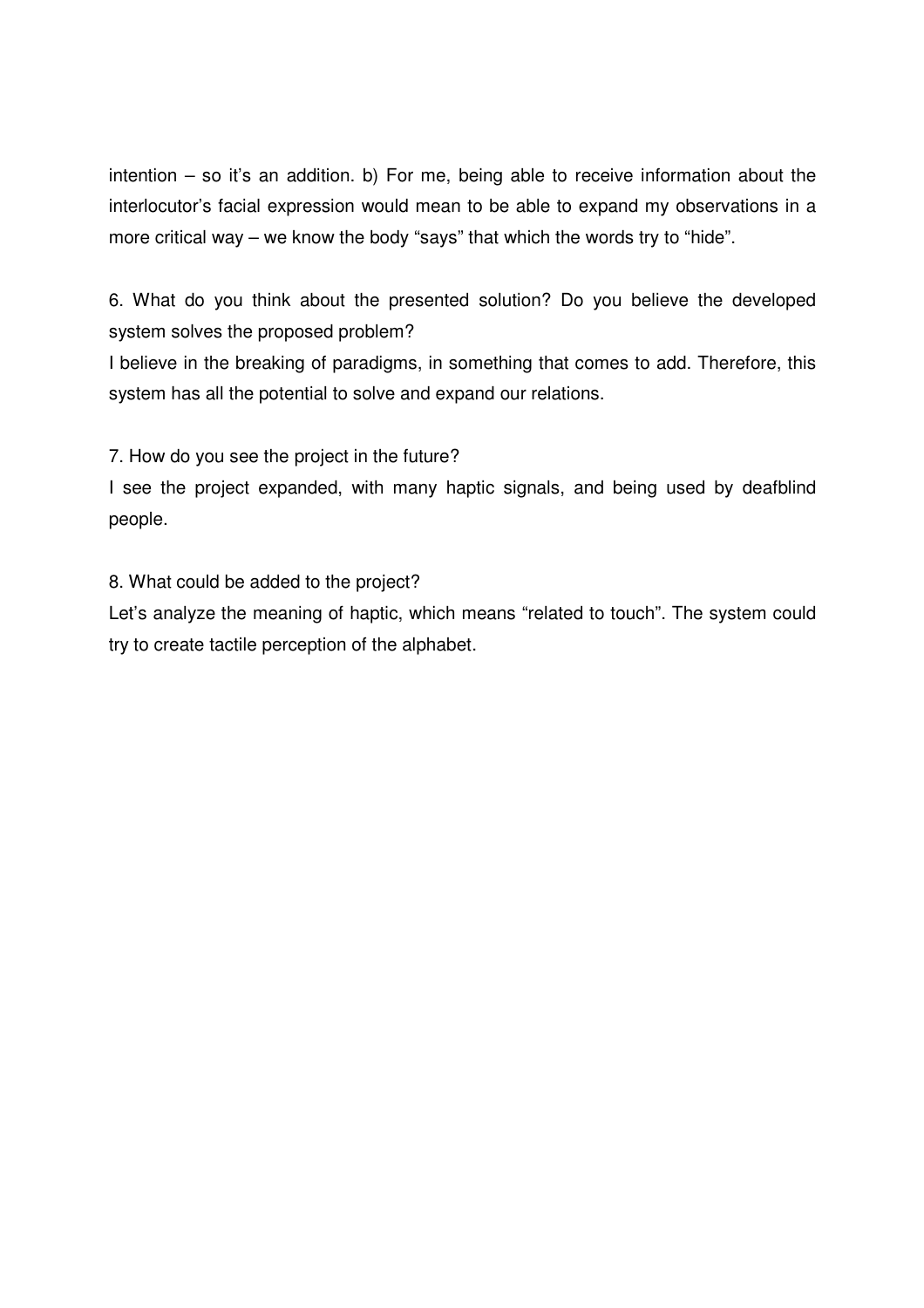intention – so it's an addition. b) For me, being able to receive information about the interlocutor's facial expression would mean to be able to expand my observations in a more critical way – we know the body "says" that which the words try to "hide".

6. What do you think about the presented solution? Do you believe the developed system solves the proposed problem?
I believe in the breaking of paradigms, in something that comes to add. Therefore, this system has all the potential to solve and expand our relations.

7. How do you see the project in the future?
I see the project expanded, with many haptic signals, and being used by deafblind people.

8. What could be added to the project?
Let's analyze the meaning of haptic, which means "related to touch". The system could try to create tactile perception of the alphabet.